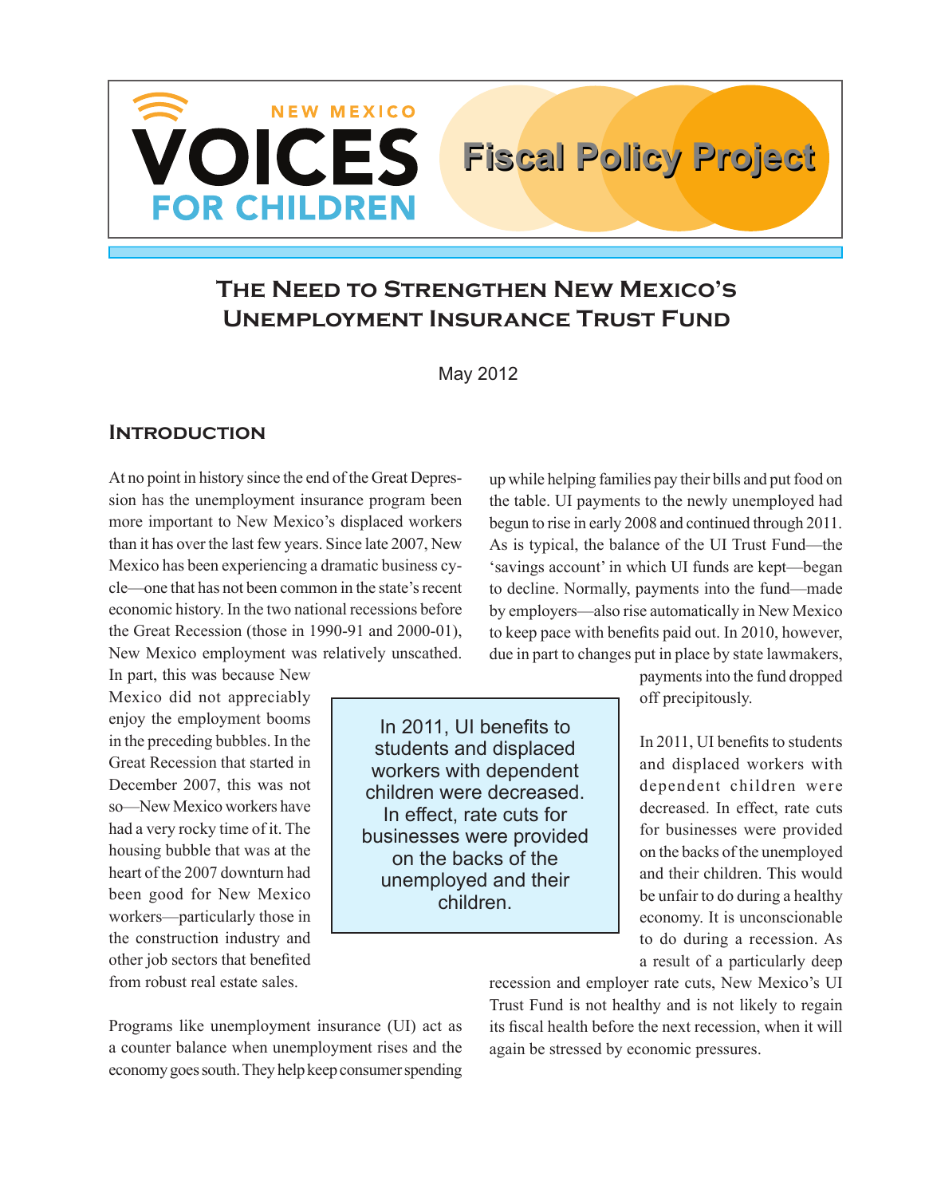NEW MEXICO **VOICES** FOR CHILDREN

**Fiscal Policy Project**

# The Need to Strengthen New Mexico's Unemployment Insurance Trust Fund

May 2012

## Introduction

At no point in history since the end of the Great Depression has the unemployment insurance program been more important to New Mexico's displaced workers than it has over the last few years. Since late 2007, New Mexico has been experiencing a dramatic business cycle—one that has not been common in the state's recent economic history. In the two national recessions before the Great Recession (those in 1990-91 and 2000-01), New Mexico employment was relatively unscathed. In part, this was because New Mexico did not appreciably enjoy the employment booms in the preceding bubbles. In the Great Recession that started in December 2007, this was not so—New Mexico workers have had a very rocky time of it. The housing bubble that was at the heart of the 2007 downturn had been good for New Mexico workers—particularly those in the construction industry and other job sectors that benefited from robust real estate sales.

Programs like unemployment insurance (UI) act as a counter balance when unemployment rises and the economy goes south. They help keep consumer spending up while helping families pay their bills and put food on the table. UI payments to the newly unemployed had begun to rise in early 2008 and continued through 2011. As is typical, the balance of the UI Trust Fund—the 'savings account' in which UI funds are kept—began to decline. Normally, payments into the fund—made by employers—also rise automatically in New Mexico to keep pace with benefits paid out. In 2010, however, due in part to changes put in place by state lawmakers, payments into the fund dropped off precipitously.

> In 2011, UI benefits to students and displaced workers with dependent children were decreased. In effect, rate cuts for businesses were provided on the backs of the unemployed and their children.

In 2011, UI benefits to students and displaced workers with dependent children were decreased. In effect, rate cuts for businesses were provided on the backs of the unemployed and their children. This would be unfair to do during a healthy economy. It is unconscionable to do during a recession. As a result of a particularly deep recession and employer rate cuts, New Mexico's UI Trust Fund is not healthy and is not likely to regain its fiscal health before the next recession, when it will again be stressed by economic pressures.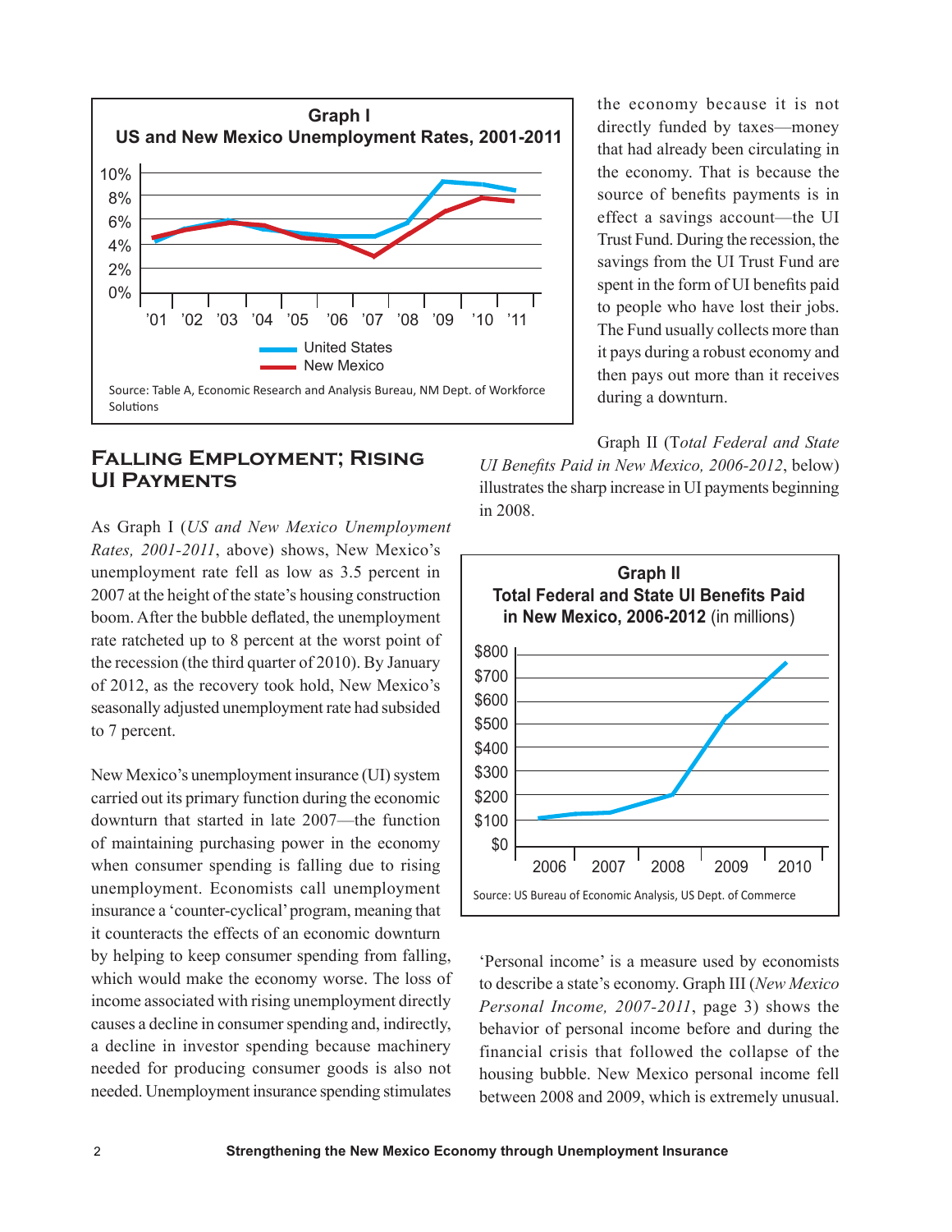**Graph I**
**US and New Mexico Unemployment Rates, 2001-2011**

Source: Table A, Economic Research and Analysis Bureau, NM Dept. of Workforce Solutions

## Falling Employment; Rising UI Payments

As Graph I (*US and New Mexico Unemployment Rates, 2001-2011*, above) shows, New Mexico's unemployment rate fell as low as 3.5 percent in 2007 at the height of the state's housing construction boom. After the bubble deflated, the unemployment rate ratcheted up to 8 percent at the worst point of the recession (the third quarter of 2010). By January of 2012, as the recovery took hold, New Mexico's seasonally adjusted unemployment rate had subsided to 7 percent.

New Mexico's unemployment insurance (UI) system carried out its primary function during the economic downturn that started in late 2007—the function of maintaining purchasing power in the economy when consumer spending is falling due to rising unemployment. Economists call unemployment insurance a 'counter-cyclical' program, meaning that it counteracts the effects of an economic downturn by helping to keep consumer spending from falling, which would make the economy worse. The loss of income associated with rising unemployment directly causes a decline in consumer spending and, indirectly, a decline in investor spending because machinery needed for producing consumer goods is also not needed. Unemployment insurance spending stimulates the economy because it is not directly funded by taxes—money that had already been circulating in the economy. That is because the source of benefits payments is in effect a savings account—the UI Trust Fund. During the recession, the savings from the UI Trust Fund are spent in the form of UI benefits paid to people who have lost their jobs. The Fund usually collects more than it pays during a robust economy and then pays out more than it receives during a downturn.

Graph II (*Total Federal and State UI Benefits Paid in New Mexico, 2006-2012*, below) illustrates the sharp increase in UI payments beginning in 2008.

**Graph II**
**Total Federal and State UI Benefits Paid in New Mexico, 2006-2012** (in millions)

Source: US Bureau of Economic Analysis, US Dept. of Commerce

'Personal income' is a measure used by economists to describe a state's economy. Graph III (*New Mexico Personal Income, 2007-2011*, page 3) shows the behavior of personal income before and during the financial crisis that followed the collapse of the housing bubble. New Mexico personal income fell between 2008 and 2009, which is extremely unusual.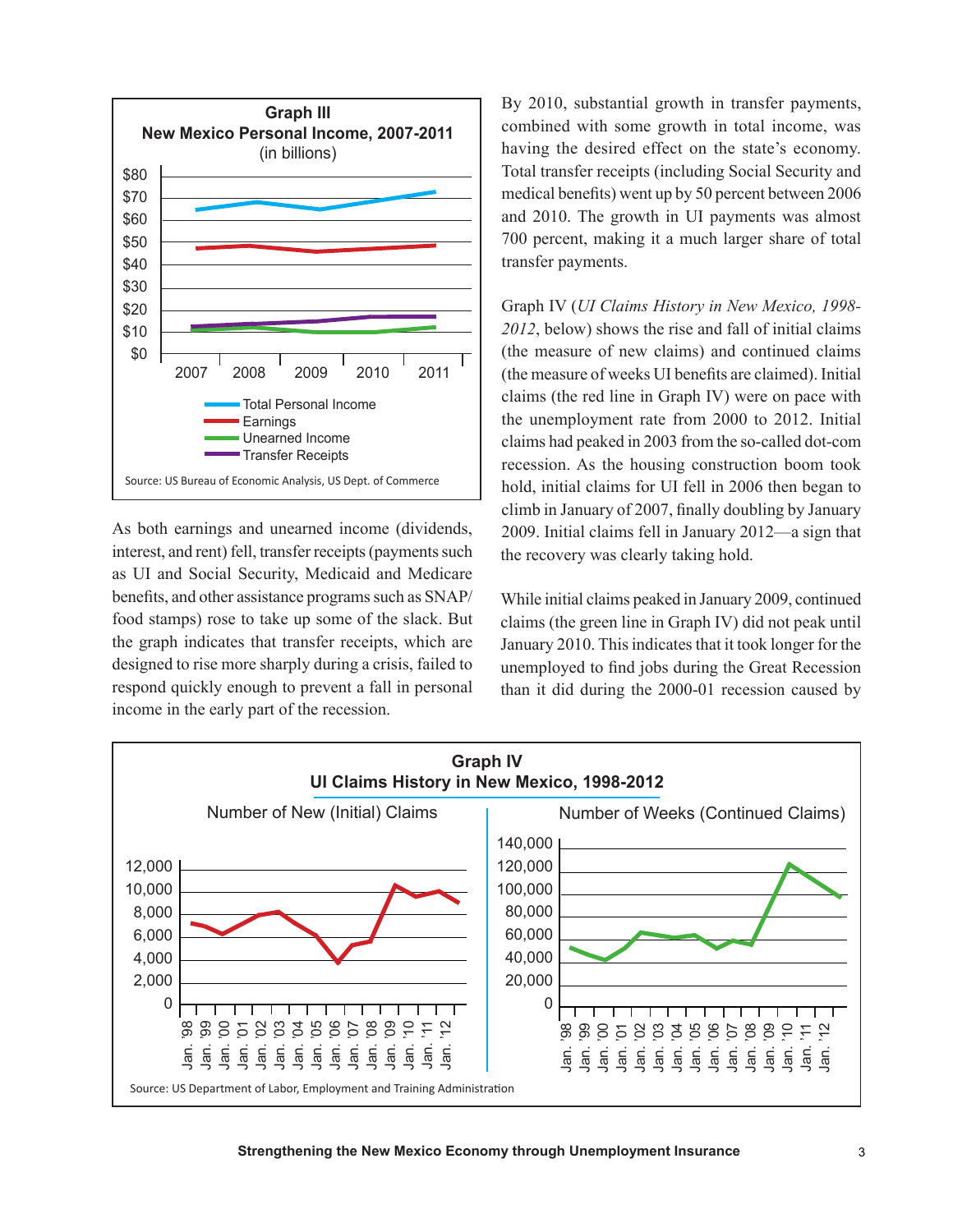**Graph III**
**New Mexico Personal Income, 2007-2011**
(in billions)

Total Personal Income, Earnings, Unearned Income, Transfer Receipts

Source: US Bureau of Economic Analysis, US Dept. of Commerce

As both earnings and unearned income (dividends, interest, and rent) fell, transfer receipts (payments such as UI and Social Security, Medicaid and Medicare benefits, and other assistance programs such as SNAP/ food stamps) rose to take up some of the slack. But the graph indicates that transfer receipts, which are designed to rise more sharply during a crisis, failed to respond quickly enough to prevent a fall in personal income in the early part of the recession.

By 2010, substantial growth in transfer payments, combined with some growth in total income, was having the desired effect on the state's economy. Total transfer receipts (including Social Security and medical benefits) went up by 50 percent between 2006 and 2010. The growth in UI payments was almost 700 percent, making it a much larger share of total transfer payments.

Graph IV (*UI Claims History in New Mexico, 1998-2012*, below) shows the rise and fall of initial claims (the measure of new claims) and continued claims (the measure of weeks UI benefits are claimed). Initial claims (the red line in Graph IV) were on pace with the unemployment rate from 2000 to 2012. Initial claims had peaked in 2003 from the so-called dot-com recession. As the housing construction boom took hold, initial claims for UI fell in 2006 then began to climb in January of 2007, finally doubling by January 2009. Initial claims fell in January 2012—a sign that the recovery was clearly taking hold.

While initial claims peaked in January 2009, continued claims (the green line in Graph IV) did not peak until January 2010. This indicates that it took longer for the unemployed to find jobs during the Great Recession than it did during the 2000-01 recession caused by

**Graph IV**
**UI Claims History in New Mexico, 1998-2012**

Number of New (Initial) Claims | Number of Weeks (Continued Claims)

Source: US Department of Labor, Employment and Training Administration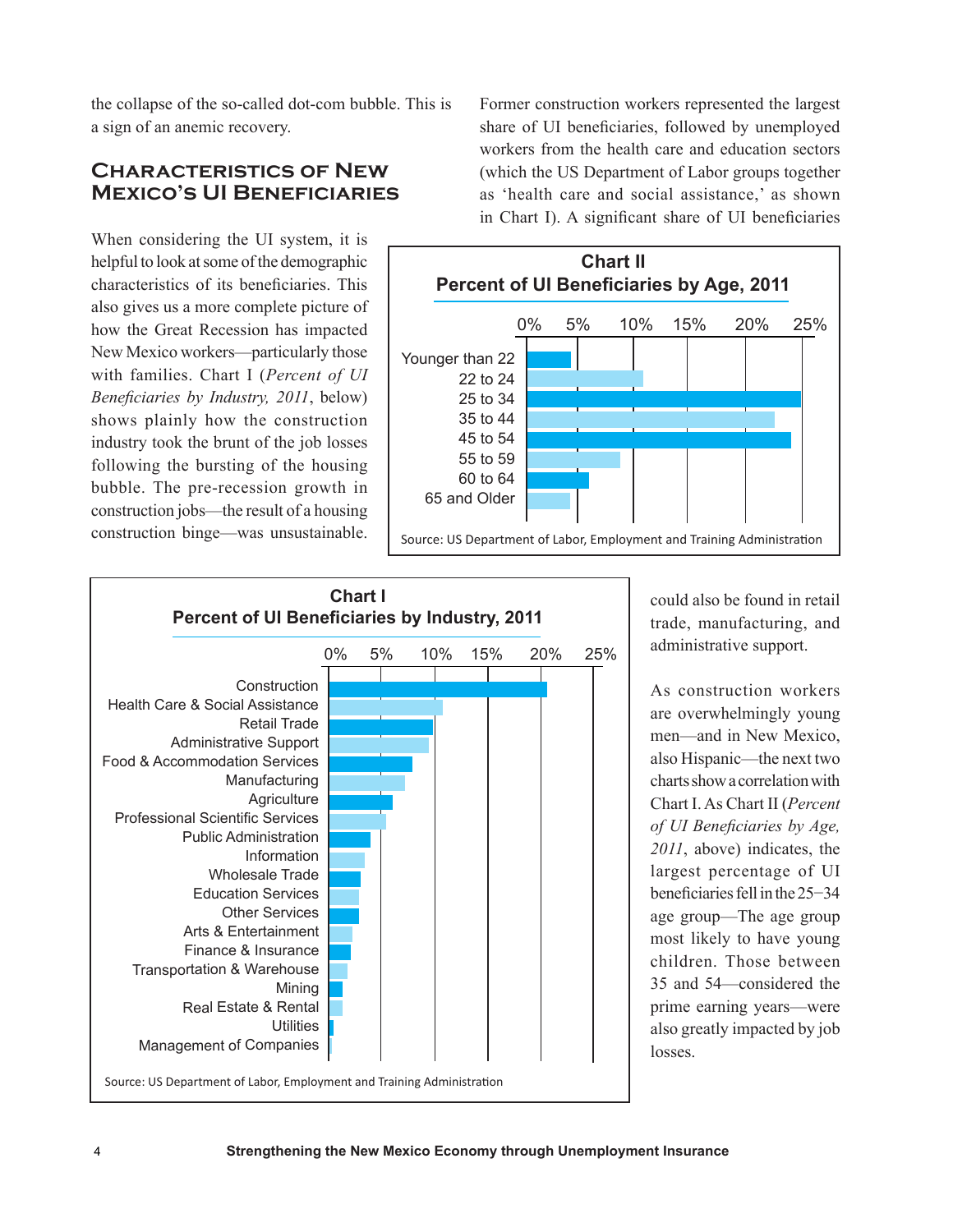the collapse of the so-called dot-com bubble. This is a sign of an anemic recovery.

## Characteristics of New Mexico's UI Beneficiaries

When considering the UI system, it is helpful to look at some of the demographic characteristics of its beneficiaries. This also gives us a more complete picture of how the Great Recession has impacted New Mexico workers—particularly those with families. Chart I (*Percent of UI Beneficiaries by Industry, 2011*, below) shows plainly how the construction industry took the brunt of the job losses following the bursting of the housing bubble. The pre-recession growth in construction jobs—the result of a housing construction binge—was unsustainable. Former construction workers represented the largest share of UI beneficiaries, followed by unemployed workers from the health care and education sectors (which the US Department of Labor groups together as 'health care and social assistance,' as shown in Chart I). A significant share of UI beneficiaries could also be found in retail trade, manufacturing, and administrative support.

**Chart II**
**Percent of UI Beneficiaries by Age, 2011**

| Age group |
|---|
| Younger than 22 |
| 22 to 24 |
| 25 to 34 |
| 35 to 44 |
| 45 to 54 |
| 55 to 59 |
| 60 to 64 |
| 65 and Older |

Source: US Department of Labor, Employment and Training Administration

**Chart I**
**Percent of UI Beneficiaries by Industry, 2011**

| Industry |
|---|
| Construction |
| Health Care & Social Assistance |
| Retail Trade |
| Administrative Support |
| Food & Accommodation Services |
| Manufacturing |
| Agriculture |
| Professional Scientific Services |
| Public Administration |
| Information |
| Wholesale Trade |
| Education Services |
| Other Services |
| Arts & Entertainment |
| Finance & Insurance |
| Transportation & Warehouse |
| Mining |
| Real Estate & Rental |
| Utilities |
| Management of Companies |

Source: US Department of Labor, Employment and Training Administration

As construction workers are overwhelmingly young men—and in New Mexico, also Hispanic—the next two charts show a correlation with Chart I. As Chart II (*Percent of UI Beneficiaries by Age, 2011*, above) indicates, the largest percentage of UI beneficiaries fell in the 25−34 age group—The age group most likely to have young children. Those between 35 and 54—considered the prime earning years—were also greatly impacted by job losses.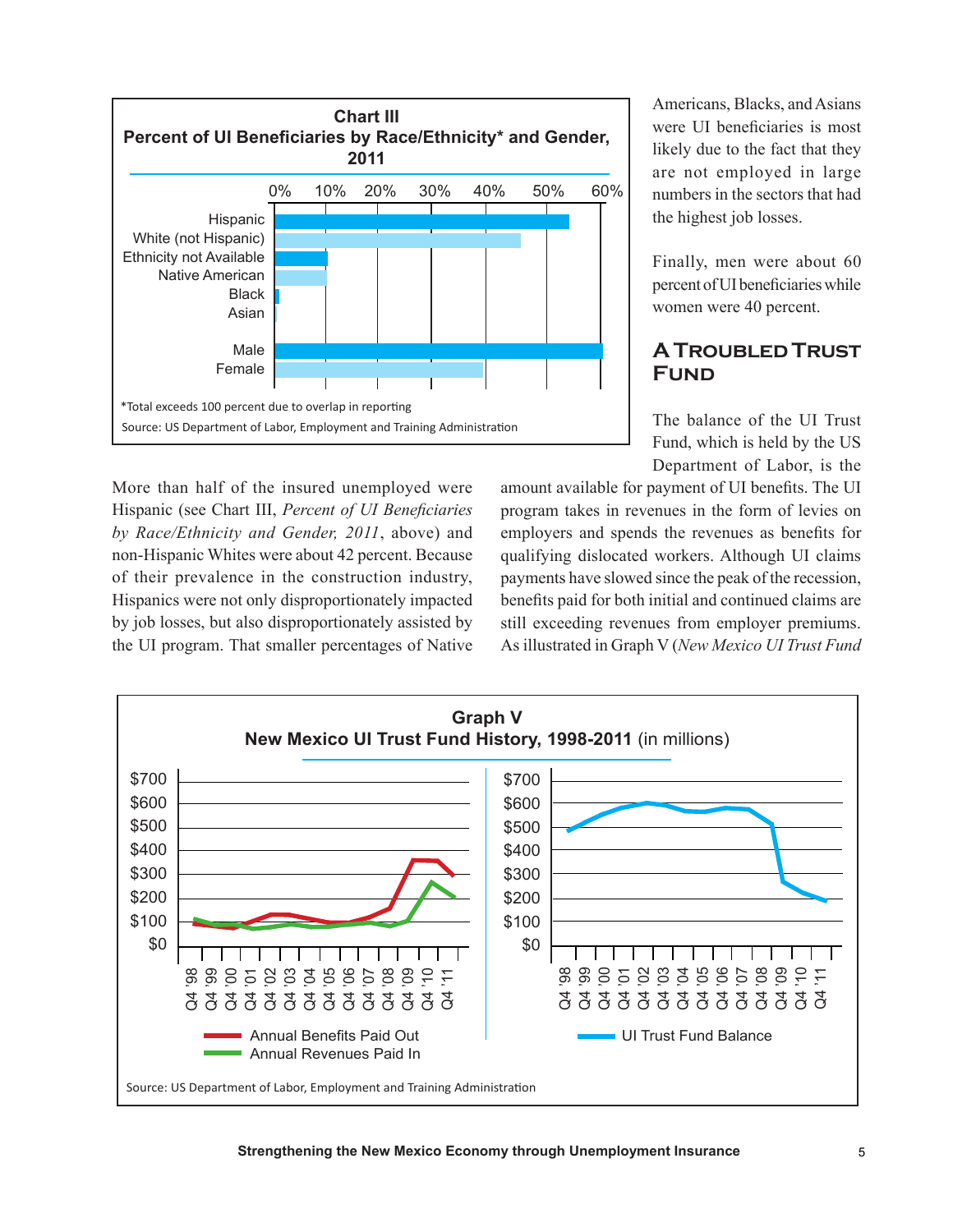**Chart III**
**Percent of UI Beneficiaries by Race/Ethnicity* and Gender, 2011**

*Total exceeds 100 percent due to overlap in reporting

Source: US Department of Labor, Employment and Training Administration

More than half of the insured unemployed were Hispanic (see Chart III, *Percent of UI Beneficiaries by Race/Ethnicity and Gender, 2011*, above) and non-Hispanic Whites were about 42 percent. Because of their prevalence in the construction industry, Hispanics were not only disproportionately impacted by job losses, but also disproportionately assisted by the UI program. That smaller percentages of Native Americans, Blacks, and Asians were UI beneficiaries is most likely due to the fact that they are not employed in large numbers in the sectors that had the highest job losses.

Finally, men were about 60 percent of UI beneficiaries while women were 40 percent.

## A Troubled Trust Fund

The balance of the UI Trust Fund, which is held by the US Department of Labor, is the amount available for payment of UI benefits. The UI program takes in revenues in the form of levies on employers and spends the revenues as benefits for qualifying dislocated workers. Although UI claims payments have slowed since the peak of the recession, benefits paid for both initial and continued claims are still exceeding revenues from employer premiums. As illustrated in Graph V (*New Mexico UI Trust Fund*

**Graph V**
**New Mexico UI Trust Fund History, 1998-2011** (in millions)

Source: US Department of Labor, Employment and Training Administration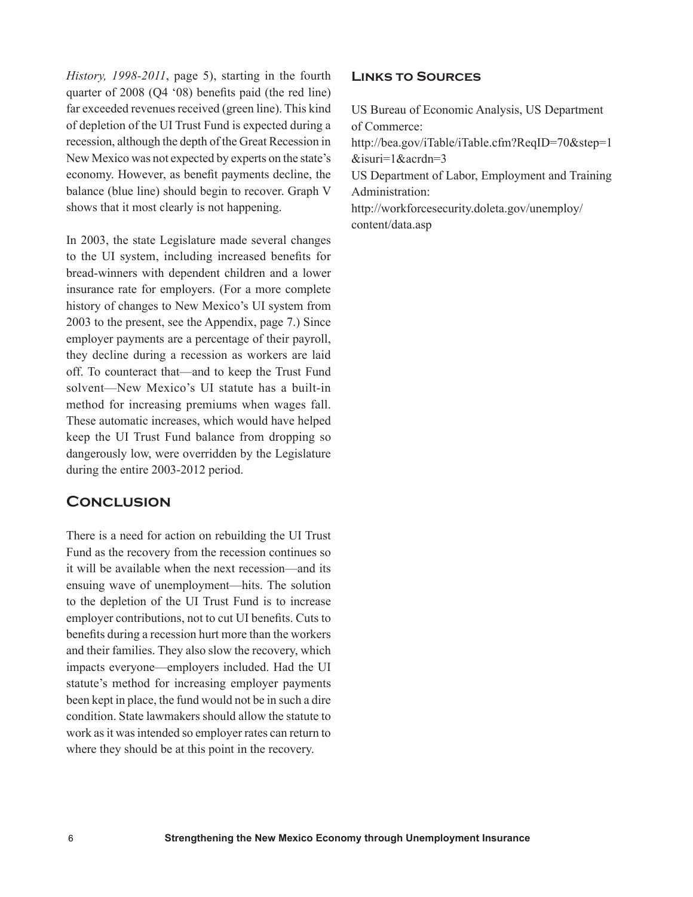*History, 1998-2011*, page 5), starting in the fourth quarter of 2008 (Q4 '08) benefits paid (the red line) far exceeded revenues received (green line). This kind of depletion of the UI Trust Fund is expected during a recession, although the depth of the Great Recession in New Mexico was not expected by experts on the state's economy. However, as benefit payments decline, the balance (blue line) should begin to recover. Graph V shows that it most clearly is not happening.

In 2003, the state Legislature made several changes to the UI system, including increased benefits for bread-winners with dependent children and a lower insurance rate for employers. (For a more complete history of changes to New Mexico's UI system from 2003 to the present, see the Appendix, page 7.) Since employer payments are a percentage of their payroll, they decline during a recession as workers are laid off. To counteract that—and to keep the Trust Fund solvent—New Mexico's UI statute has a built-in method for increasing premiums when wages fall. These automatic increases, which would have helped keep the UI Trust Fund balance from dropping so dangerously low, were overridden by the Legislature during the entire 2003-2012 period.

## Conclusion

There is a need for action on rebuilding the UI Trust Fund as the recovery from the recession continues so it will be available when the next recession—and its ensuing wave of unemployment—hits. The solution to the depletion of the UI Trust Fund is to increase employer contributions, not to cut UI benefits. Cuts to benefits during a recession hurt more than the workers and their families. They also slow the recovery, which impacts everyone—employers included. Had the UI statute's method for increasing employer payments been kept in place, the fund would not be in such a dire condition. State lawmakers should allow the statute to work as it was intended so employer rates can return to where they should be at this point in the recovery.

### Links to Sources

US Bureau of Economic Analysis, US Department of Commerce:
http://bea.gov/iTable/iTable.cfm?ReqID=70&step=1&isuri=1&acrdn=3

US Department of Labor, Employment and Training Administration:
http://workforcesecurity.doleta.gov/unemploy/content/data.asp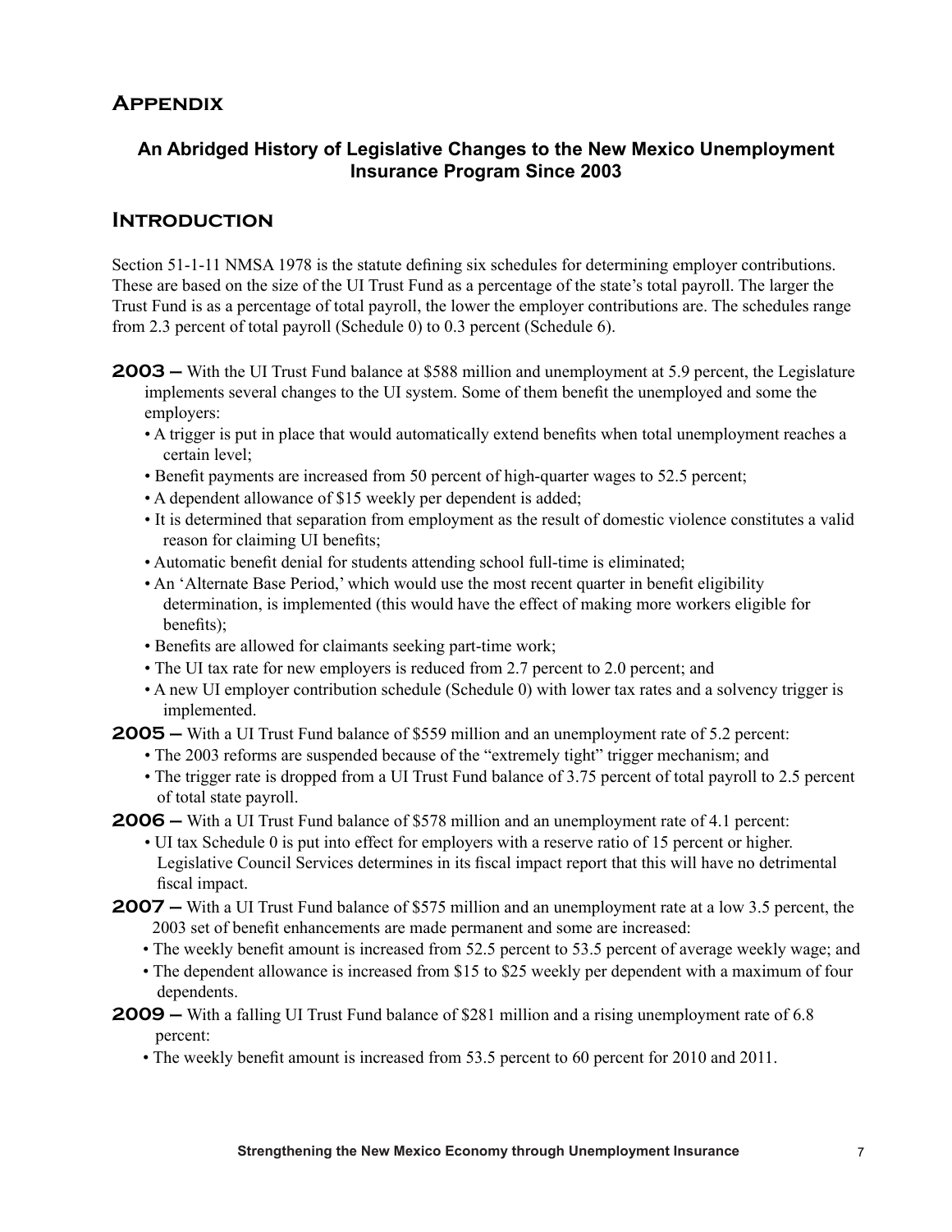## Appendix

### An Abridged History of Legislative Changes to the New Mexico Unemployment Insurance Program Since 2003

## Introduction

Section 51-1-11 NMSA 1978 is the statute defining six schedules for determining employer contributions. These are based on the size of the UI Trust Fund as a percentage of the state's total payroll. The larger the Trust Fund is as a percentage of total payroll, the lower the employer contributions are. The schedules range from 2.3 percent of total payroll (Schedule 0) to 0.3 percent (Schedule 6).

**2003 –** With the UI Trust Fund balance at $588 million and unemployment at 5.9 percent, the Legislature implements several changes to the UI system. Some of them benefit the unemployed and some the employers:

- A trigger is put in place that would automatically extend benefits when total unemployment reaches a certain level;
- Benefit payments are increased from 50 percent of high-quarter wages to 52.5 percent;
- A dependent allowance of $15 weekly per dependent is added;
- It is determined that separation from employment as the result of domestic violence constitutes a valid reason for claiming UI benefits;
- Automatic benefit denial for students attending school full-time is eliminated;
- An 'Alternate Base Period,' which would use the most recent quarter in benefit eligibility determination, is implemented (this would have the effect of making more workers eligible for benefits);
- Benefits are allowed for claimants seeking part-time work;
- The UI tax rate for new employers is reduced from 2.7 percent to 2.0 percent; and
- A new UI employer contribution schedule (Schedule 0) with lower tax rates and a solvency trigger is implemented.

**2005 –** With a UI Trust Fund balance of $559 million and an unemployment rate of 5.2 percent:

- The 2003 reforms are suspended because of the "extremely tight" trigger mechanism; and
- The trigger rate is dropped from a UI Trust Fund balance of 3.75 percent of total payroll to 2.5 percent of total state payroll.

**2006 –** With a UI Trust Fund balance of $578 million and an unemployment rate of 4.1 percent:

- UI tax Schedule 0 is put into effect for employers with a reserve ratio of 15 percent or higher. Legislative Council Services determines in its fiscal impact report that this will have no detrimental fiscal impact.

**2007 –** With a UI Trust Fund balance of $575 million and an unemployment rate at a low 3.5 percent, the 2003 set of benefit enhancements are made permanent and some are increased:

- The weekly benefit amount is increased from 52.5 percent to 53.5 percent of average weekly wage; and
- The dependent allowance is increased from $15 to $25 weekly per dependent with a maximum of four dependents.

**2009 –** With a falling UI Trust Fund balance of $281 million and a rising unemployment rate of 6.8 percent:

- The weekly benefit amount is increased from 53.5 percent to 60 percent for 2010 and 2011.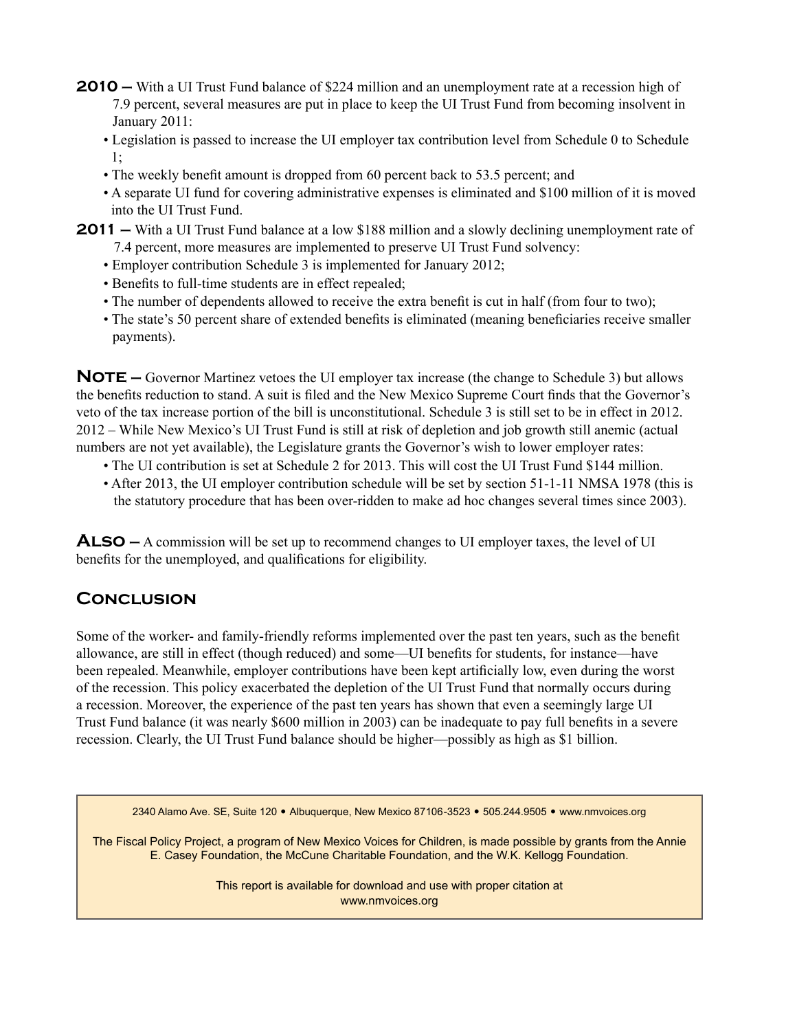**2010 –** With a UI Trust Fund balance of $224 million and an unemployment rate at a recession high of 7.9 percent, several measures are put in place to keep the UI Trust Fund from becoming insolvent in January 2011:

- Legislation is passed to increase the UI employer tax contribution level from Schedule 0 to Schedule 1;
- The weekly benefit amount is dropped from 60 percent back to 53.5 percent; and
- A separate UI fund for covering administrative expenses is eliminated and $100 million of it is moved into the UI Trust Fund.

**2011 –** With a UI Trust Fund balance at a low $188 million and a slowly declining unemployment rate of 7.4 percent, more measures are implemented to preserve UI Trust Fund solvency:

- Employer contribution Schedule 3 is implemented for January 2012;
- Benefits to full-time students are in effect repealed;
- The number of dependents allowed to receive the extra benefit is cut in half (from four to two);
- The state's 50 percent share of extended benefits is eliminated (meaning beneficiaries receive smaller payments).

**Note –** Governor Martinez vetoes the UI employer tax increase (the change to Schedule 3) but allows the benefits reduction to stand. A suit is filed and the New Mexico Supreme Court finds that the Governor's veto of the tax increase portion of the bill is unconstitutional. Schedule 3 is still set to be in effect in 2012. 2012 – While New Mexico's UI Trust Fund is still at risk of depletion and job growth still anemic (actual numbers are not yet available), the Legislature grants the Governor's wish to lower employer rates:

- The UI contribution is set at Schedule 2 for 2013. This will cost the UI Trust Fund $144 million.
- After 2013, the UI employer contribution schedule will be set by section 51-1-11 NMSA 1978 (this is the statutory procedure that has been over-ridden to make ad hoc changes several times since 2003).

**Also –** A commission will be set up to recommend changes to UI employer taxes, the level of UI benefits for the unemployed, and qualifications for eligibility.

## Conclusion

Some of the worker- and family-friendly reforms implemented over the past ten years, such as the benefit allowance, are still in effect (though reduced) and some—UI benefits for students, for instance—have been repealed. Meanwhile, employer contributions have been kept artificially low, even during the worst of the recession. This policy exacerbated the depletion of the UI Trust Fund that normally occurs during a recession. Moreover, the experience of the past ten years has shown that even a seemingly large UI Trust Fund balance (it was nearly $600 million in 2003) can be inadequate to pay full benefits in a severe recession. Clearly, the UI Trust Fund balance should be higher—possibly as high as $1 billion.

2340 Alamo Ave. SE, Suite 120 • Albuquerque, New Mexico 87106-3523 • 505.244.9505 • www.nmvoices.org

The Fiscal Policy Project, a program of New Mexico Voices for Children, is made possible by grants from the Annie E. Casey Foundation, the McCune Charitable Foundation, and the W.K. Kellogg Foundation.

This report is available for download and use with proper citation at www.nmvoices.org